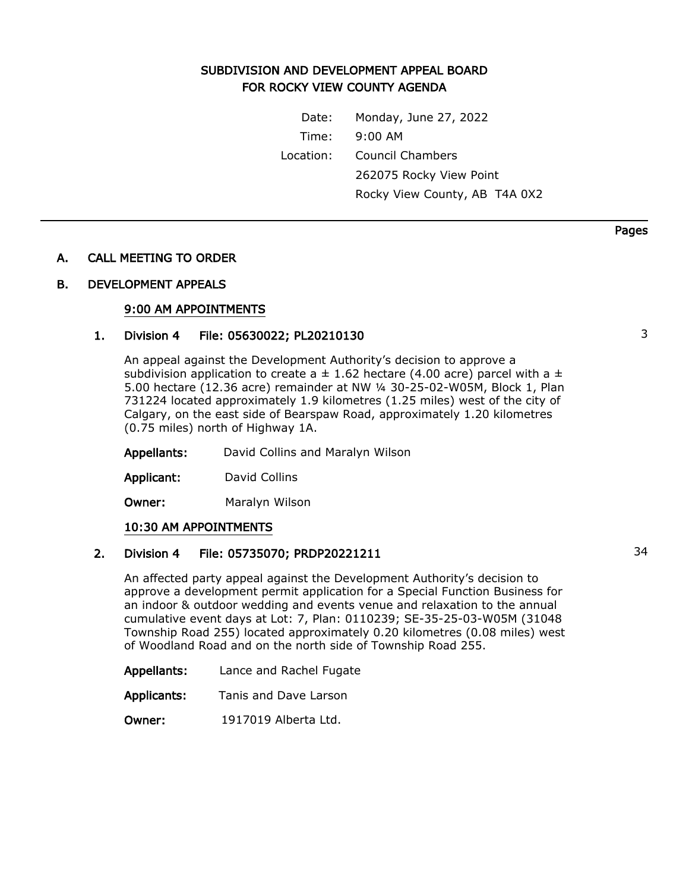# SUBDIVISION AND DEVELOPMENT APPEAL BOARD FOR ROCKY VIEW COUNTY AGENDA

Date: Monday, June 27, 2022
Time: 9:00 AM
Location: Council Chambers
262075 Rocky View Point
Rocky View County, AB T4A 0X2

Pages

## A. CALL MEETING TO ORDER

## B. DEVELOPMENT APPEALS

### 9:00 AM APPOINTMENTS

**1. Division 4 File: 05630022; PL20210130** — 3

An appeal against the Development Authority's decision to approve a subdivision application to create a ± 1.62 hectare (4.00 acre) parcel with a ± 5.00 hectare (12.36 acre) remainder at NW ¼ 30-25-02-W05M, Block 1, Plan 731224 located approximately 1.9 kilometres (1.25 miles) west of the city of Calgary, on the east side of Bearspaw Road, approximately 1.20 kilometres (0.75 miles) north of Highway 1A.

**Appellants:** David Collins and Maralyn Wilson

**Applicant:** David Collins

**Owner:** Maralyn Wilson

### 10:30 AM APPOINTMENTS

**2. Division 4 File: 05735070; PRDP20221211** — 34

An affected party appeal against the Development Authority's decision to approve a development permit application for a Special Function Business for an indoor & outdoor wedding and events venue and relaxation to the annual cumulative event days at Lot: 7, Plan: 0110239; SE-35-25-03-W05M (31048 Township Road 255) located approximately 0.20 kilometres (0.08 miles) west of Woodland Road and on the north side of Township Road 255.

**Appellants:** Lance and Rachel Fugate

**Applicants:** Tanis and Dave Larson

**Owner:** 1917019 Alberta Ltd.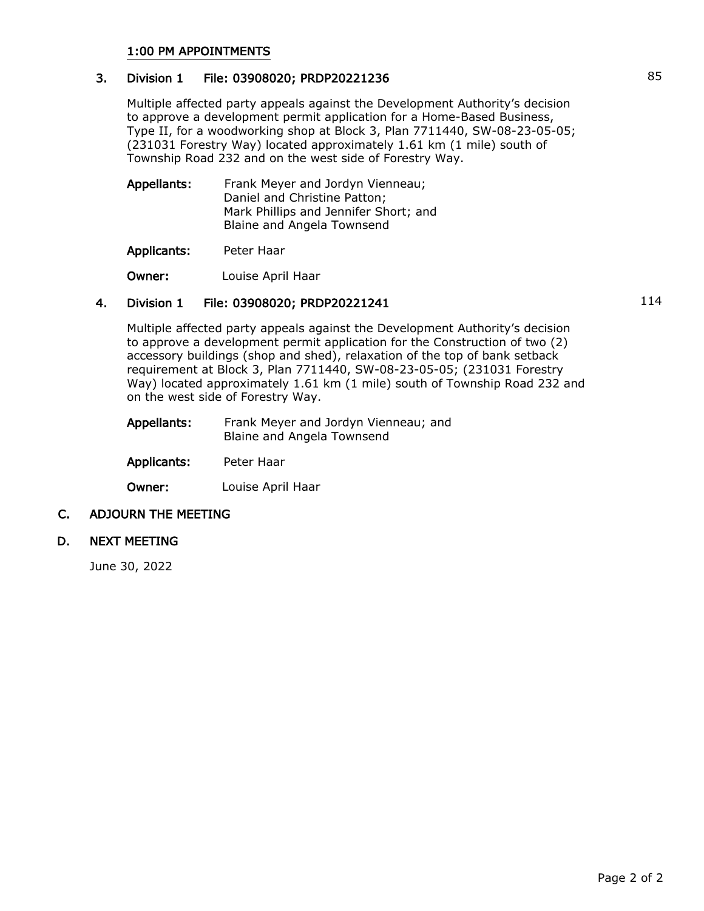## 1:00 PM APPOINTMENTS

**3. Division 1 File: 03908020; PRDP20221236** 85

Multiple affected party appeals against the Development Authority's decision to approve a development permit application for a Home-Based Business, Type II, for a woodworking shop at Block 3, Plan 7711440, SW-08-23-05-05; (231031 Forestry Way) located approximately 1.61 km (1 mile) south of Township Road 232 and on the west side of Forestry Way.

**Appellants:** Frank Meyer and Jordyn Vienneau;
Daniel and Christine Patton;
Mark Phillips and Jennifer Short; and
Blaine and Angela Townsend

**Applicants:** Peter Haar

**Owner:** Louise April Haar

**4. Division 1 File: 03908020; PRDP20221241** 114

Multiple affected party appeals against the Development Authority's decision to approve a development permit application for the Construction of two (2) accessory buildings (shop and shed), relaxation of the top of bank setback requirement at Block 3, Plan 7711440, SW-08-23-05-05; (231031 Forestry Way) located approximately 1.61 km (1 mile) south of Township Road 232 and on the west side of Forestry Way.

**Appellants:** Frank Meyer and Jordyn Vienneau; and
Blaine and Angela Townsend

**Applicants:** Peter Haar

**Owner:** Louise April Haar

## C. ADJOURN THE MEETING

## D. NEXT MEETING

June 30, 2022